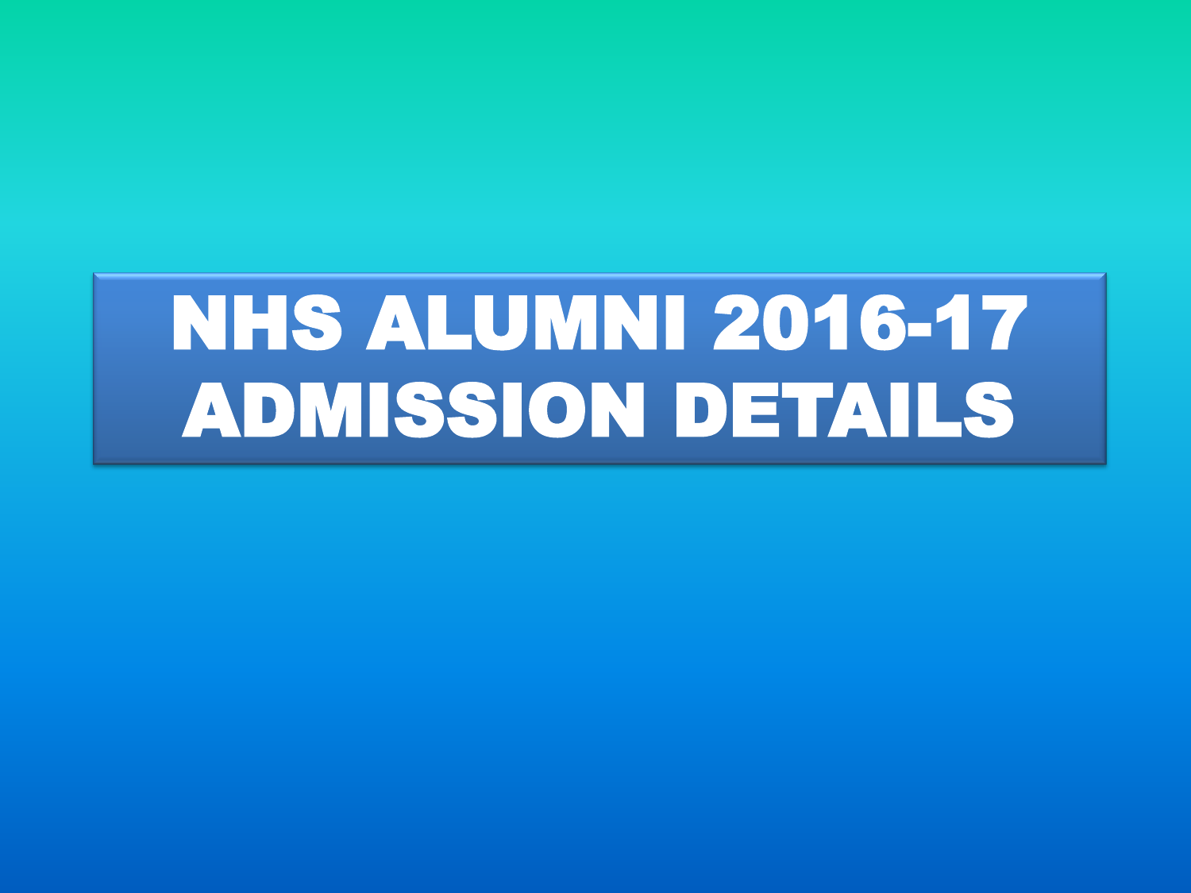# NHS ALUMNI 2016-17 ADMISSION DETAILS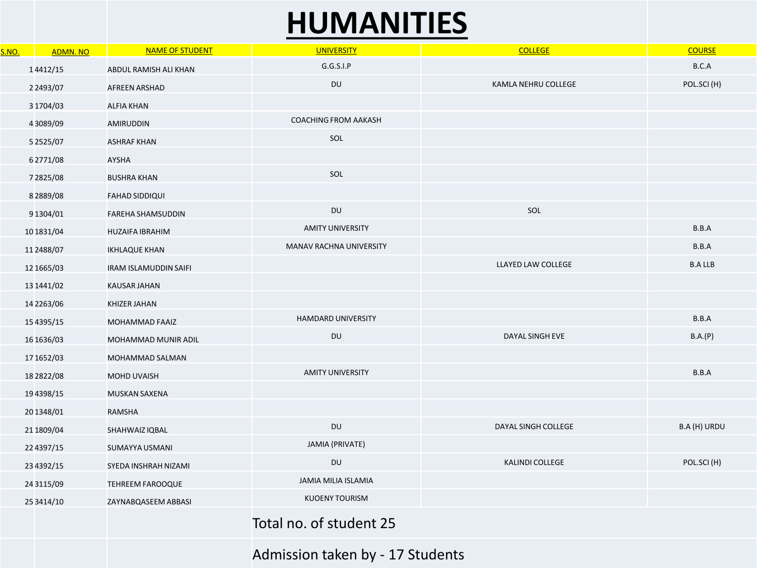# HUMANITIES

| S.NO. | ADMN. NO | NAME OF STUDENT | UNIVERSITY | COLLEGE | COURSE |
|---|---|---|---|---|---|
| 1 | 4412/15 | ABDUL RAMISH ALI KHAN | G.G.S.I.P | | B.C.A |
| 2 | 2493/07 | AFREEN ARSHAD | DU | KAMLA NEHRU COLLEGE | POL.SCI (H) |
| 3 | 1704/03 | ALFIA KHAN | | | |
| 4 | 3089/09 | AMIRUDDIN | COACHING FROM AAKASH | | |
| 5 | 2525/07 | ASHRAF KHAN | SOL | | |
| 6 | 2771/08 | AYSHA | | | |
| 7 | 2825/08 | BUSHRA KHAN | SOL | | |
| 8 | 2889/08 | FAHAD SIDDIQUI | | | |
| 9 | 1304/01 | FAREHA SHAMSUDDIN | DU | SOL | |
| 10 | 1831/04 | HUZAIFA IBRAHIM | AMITY UNIVERSITY | | B.B.A |
| 11 | 2488/07 | IKHLAQUE KHAN | MANAV RACHNA UNIVERSITY | | B.B.A |
| 12 | 1665/03 | IRAM ISLAMUDDIN SAIFI | | LLAYED LAW COLLEGE | B.A LLB |
| 13 | 1441/02 | KAUSAR JAHAN | | | |
| 14 | 2263/06 | KHIZER JAHAN | | | |
| 15 | 4395/15 | MOHAMMAD FAAIZ | HAMDARD UNIVERSITY | | B.B.A |
| 16 | 1636/03 | MOHAMMAD MUNIR ADIL | DU | DAYAL SINGH EVE | B.A.(P) |
| 17 | 1652/03 | MOHAMMAD SALMAN | | | |
| 18 | 2822/08 | MOHD UVAISH | AMITY UNIVERSITY | | B.B.A |
| 19 | 4398/15 | MUSKAN SAXENA | | | |
| 20 | 1348/01 | RAMSHA | | | |
| 21 | 1809/04 | SHAHWAIZ IQBAL | DU | DAYAL SINGH COLLEGE | B.A (H) URDU |
| 22 | 4397/15 | SUMAYYA USMANI | JAMIA (PRIVATE) | | |
| 23 | 4392/15 | SYEDA INSHRAH NIZAMI | DU | KALINDI COLLEGE | POL.SCI (H) |
| 24 | 3115/09 | TEHREEM FAROOQUE | JAMIA MILIA ISLAMIA | | |
| 25 | 3414/10 | ZAYNABQASEEM ABBASI | KUOENY TOURISM | | |

Total no. of student 25

Admission taken by - 17 Students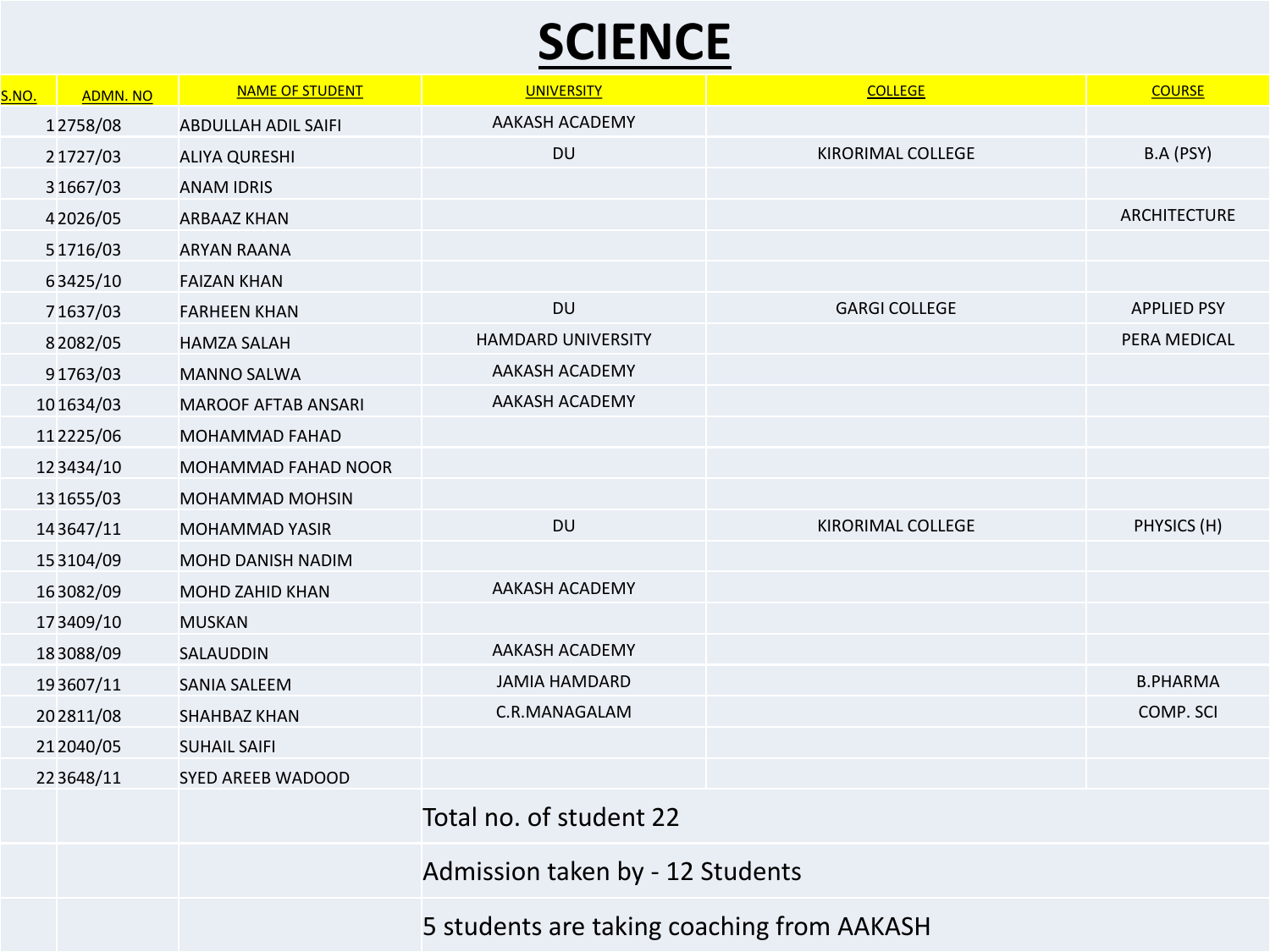# SCIENCE

| S.NO. | ADMN. NO | NAME OF STUDENT | UNIVERSITY | COLLEGE | COURSE |
|---|---|---|---|---|---|
| 1 | 2758/08 | ABDULLAH ADIL SAIFI | AAKASH ACADEMY | | |
| 2 | 1727/03 | ALIYA QURESHI | DU | KIRORIMAL COLLEGE | B.A (PSY) |
| 3 | 1667/03 | ANAM IDRIS | | | |
| 4 | 2026/05 | ARBAAZ KHAN | | | ARCHITECTURE |
| 5 | 1716/03 | ARYAN RAANA | | | |
| 6 | 3425/10 | FAIZAN KHAN | | | |
| 7 | 1637/03 | FARHEEN KHAN | DU | GARGI COLLEGE | APPLIED PSY |
| 8 | 2082/05 | HAMZA SALAH | HAMDARD UNIVERSITY | | PERA MEDICAL |
| 9 | 1763/03 | MANNO SALWA | AAKASH ACADEMY | | |
| 10 | 1634/03 | MAROOF AFTAB ANSARI | AAKASH ACADEMY | | |
| 11 | 2225/06 | MOHAMMAD FAHAD | | | |
| 12 | 3434/10 | MOHAMMAD FAHAD NOOR | | | |
| 13 | 1655/03 | MOHAMMAD MOHSIN | | | |
| 14 | 3647/11 | MOHAMMAD YASIR | DU | KIRORIMAL COLLEGE | PHYSICS (H) |
| 15 | 3104/09 | MOHD DANISH NADIM | | | |
| 16 | 3082/09 | MOHD ZAHID KHAN | AAKASH ACADEMY | | |
| 17 | 3409/10 | MUSKAN | | | |
| 18 | 3088/09 | SALAUDDIN | AAKASH ACADEMY | | |
| 19 | 3607/11 | SANIA SALEEM | JAMIA HAMDARD | | B.PHARMA |
| 20 | 2811/08 | SHAHBAZ KHAN | C.R.MANAGALAM | | COMP. SCI |
| 21 | 2040/05 | SUHAIL SAIFI | | | |
| 22 | 3648/11 | SYED AREEB WADOOD | | | |
| | | | Total no. of student 22 | | |
| | | | Admission taken by - 12 Students | | |
| | | | 5 students are taking coaching from AAKASH | | |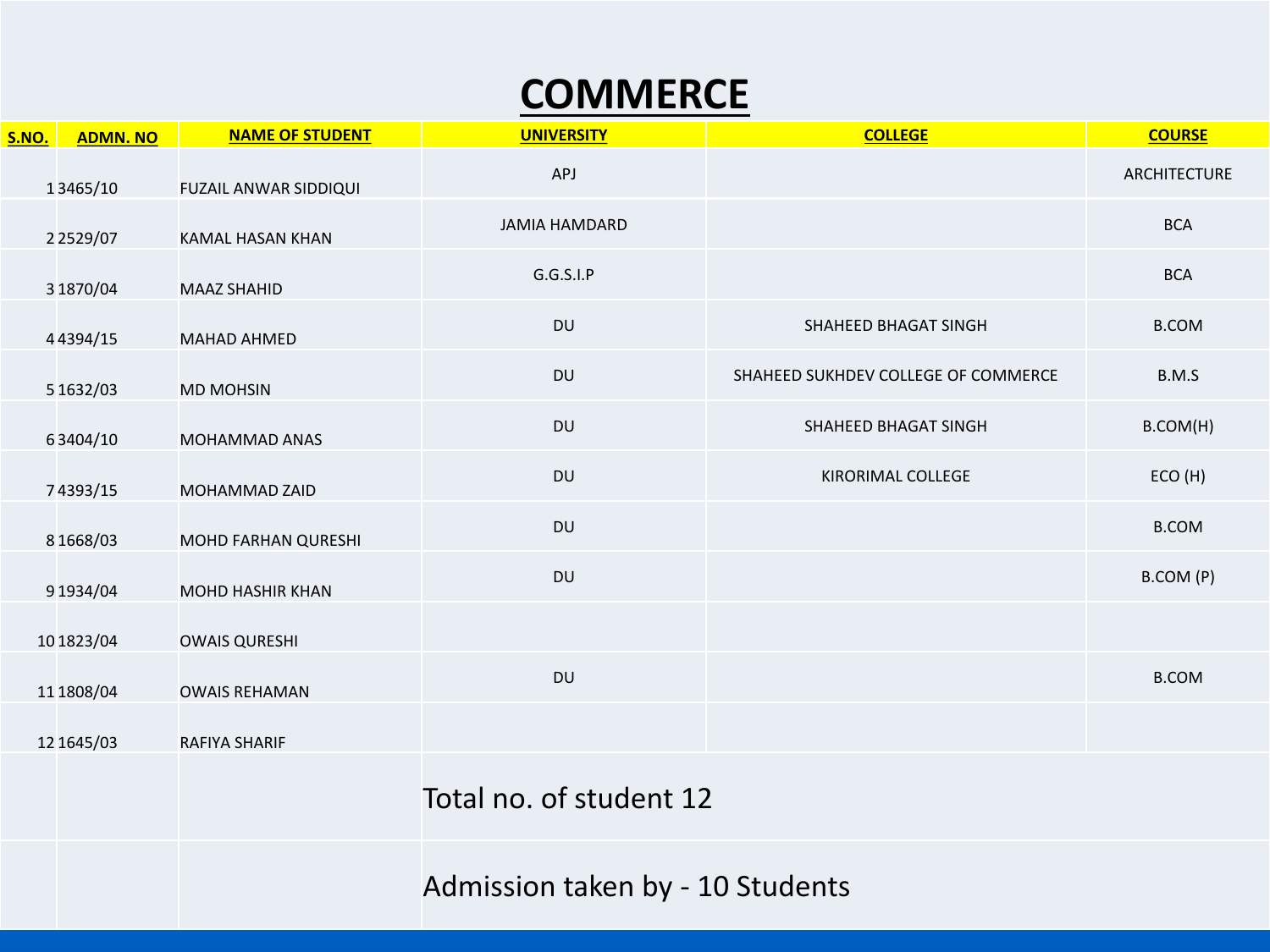# COMMERCE

| S.NO. | ADMN. NO | NAME OF STUDENT | UNIVERSITY | COLLEGE | COURSE |
|---|---|---|---|---|---|
| 1 | 3465/10 | FUZAIL ANWAR SIDDIQUI | APJ | | ARCHITECTURE |
| 2 | 2529/07 | KAMAL HASAN KHAN | JAMIA HAMDARD | | BCA |
| 3 | 1870/04 | MAAZ SHAHID | G.G.S.I.P | | BCA |
| 4 | 4394/15 | MAHAD AHMED | DU | SHAHEED BHAGAT SINGH | B.COM |
| 5 | 1632/03 | MD MOHSIN | DU | SHAHEED SUKHDEV COLLEGE OF COMMERCE | B.M.S |
| 6 | 3404/10 | MOHAMMAD ANAS | DU | SHAHEED BHAGAT SINGH | B.COM(H) |
| 7 | 4393/15 | MOHAMMAD ZAID | DU | KIRORIMAL COLLEGE | ECO (H) |
| 8 | 1668/03 | MOHD FARHAN QURESHI | DU | | B.COM |
| 9 | 1934/04 | MOHD HASHIR KHAN | DU | | B.COM (P) |
| 10 | 1823/04 | OWAIS QURESHI | | | |
| 11 | 1808/04 | OWAIS REHAMAN | DU | | B.COM |
| 12 | 1645/03 | RAFIYA SHARIF | | | |
| | | | Total no. of student 12 | | |
| | | | Admission taken by - 10 Students | | |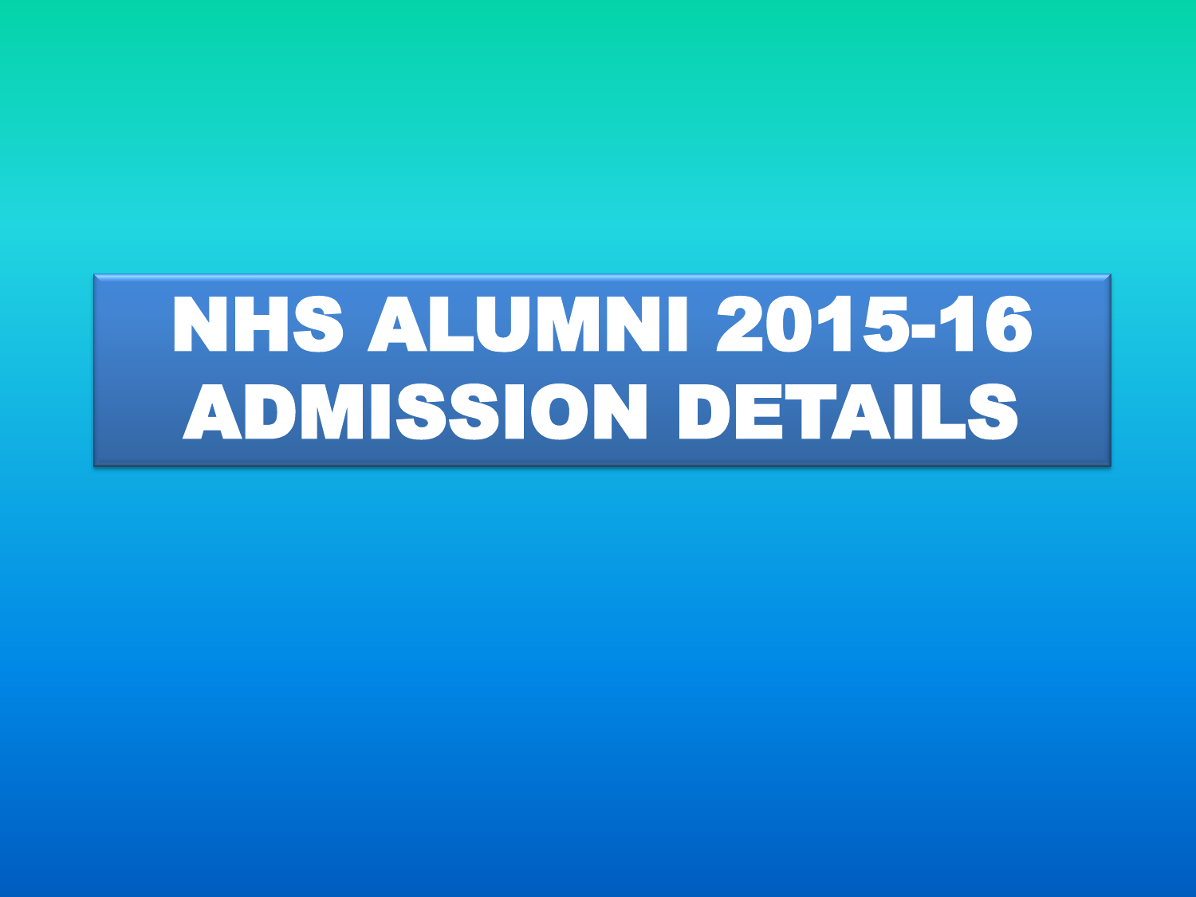# NHS ALUMNI 2015-16 ADMISSION DETAILS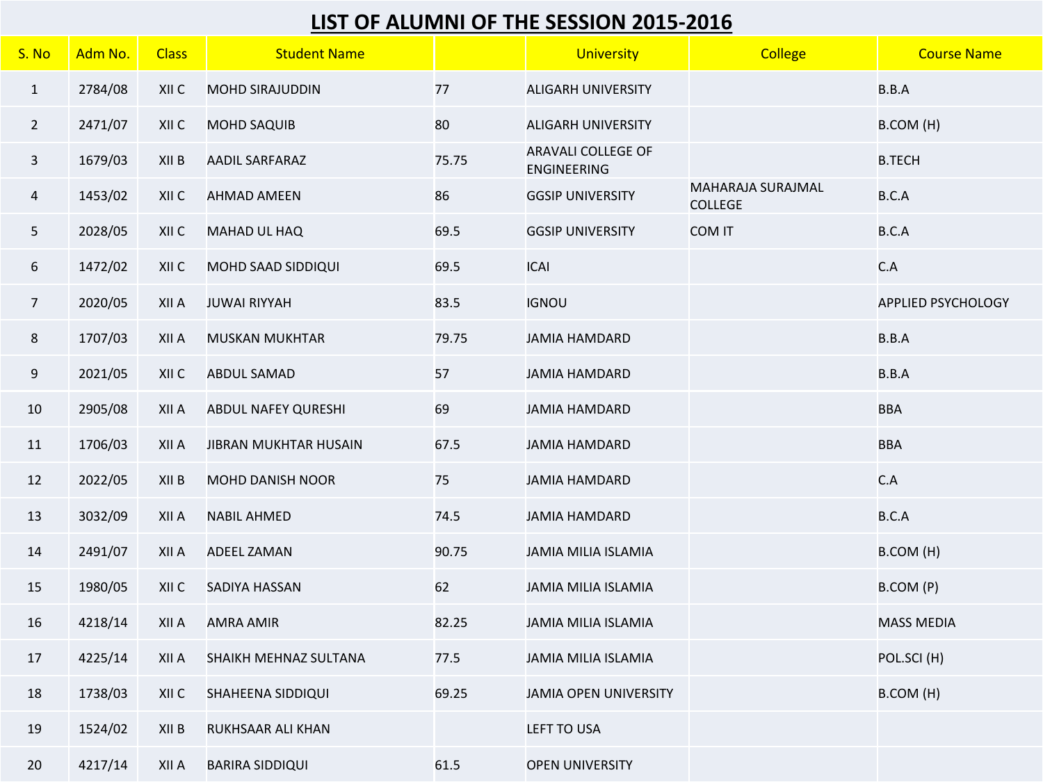# LIST OF ALUMNI OF THE SESSION 2015-2016

| S. No | Adm No. | Class | Student Name | | University | College | Course Name |
|---|---|---|---|---|---|---|---|
| 1 | 2784/08 | XII C | MOHD SIRAJUDDIN | 77 | ALIGARH UNIVERSITY | | B.B.A |
| 2 | 2471/07 | XII C | MOHD SAQUIB | 80 | ALIGARH UNIVERSITY | | B.COM (H) |
| 3 | 1679/03 | XII B | AADIL SARFARAZ | 75.75 | ARAVALI COLLEGE OF ENGINEERING | | B.TECH |
| 4 | 1453/02 | XII C | AHMAD AMEEN | 86 | GGSIP UNIVERSITY | MAHARAJA SURAJMAL COLLEGE | B.C.A |
| 5 | 2028/05 | XII C | MAHAD UL HAQ | 69.5 | GGSIP UNIVERSITY | COM IT | B.C.A |
| 6 | 1472/02 | XII C | MOHD SAAD SIDDIQUI | 69.5 | ICAI | | C.A |
| 7 | 2020/05 | XII A | JUWAI RIYYAH | 83.5 | IGNOU | | APPLIED PSYCHOLOGY |
| 8 | 1707/03 | XII A | MUSKAN MUKHTAR | 79.75 | JAMIA HAMDARD | | B.B.A |
| 9 | 2021/05 | XII C | ABDUL SAMAD | 57 | JAMIA HAMDARD | | B.B.A |
| 10 | 2905/08 | XII A | ABDUL NAFEY QURESHI | 69 | JAMIA HAMDARD | | BBA |
| 11 | 1706/03 | XII A | JIBRAN MUKHTAR HUSAIN | 67.5 | JAMIA HAMDARD | | BBA |
| 12 | 2022/05 | XII B | MOHD DANISH NOOR | 75 | JAMIA HAMDARD | | C.A |
| 13 | 3032/09 | XII A | NABIL AHMED | 74.5 | JAMIA HAMDARD | | B.C.A |
| 14 | 2491/07 | XII A | ADEEL ZAMAN | 90.75 | JAMIA MILIA ISLAMIA | | B.COM (H) |
| 15 | 1980/05 | XII C | SADIYA HASSAN | 62 | JAMIA MILIA ISLAMIA | | B.COM (P) |
| 16 | 4218/14 | XII A | AMRA AMIR | 82.25 | JAMIA MILIA ISLAMIA | | MASS MEDIA |
| 17 | 4225/14 | XII A | SHAIKH MEHNAZ SULTANA | 77.5 | JAMIA MILIA ISLAMIA | | POL.SCI (H) |
| 18 | 1738/03 | XII C | SHAHEENA SIDDIQUI | 69.25 | JAMIA OPEN UNIVERSITY | | B.COM (H) |
| 19 | 1524/02 | XII B | RUKHSAAR ALI KHAN | | LEFT TO USA | | |
| 20 | 4217/14 | XII A | BARIRA SIDDIQUI | 61.5 | OPEN UNIVERSITY | | |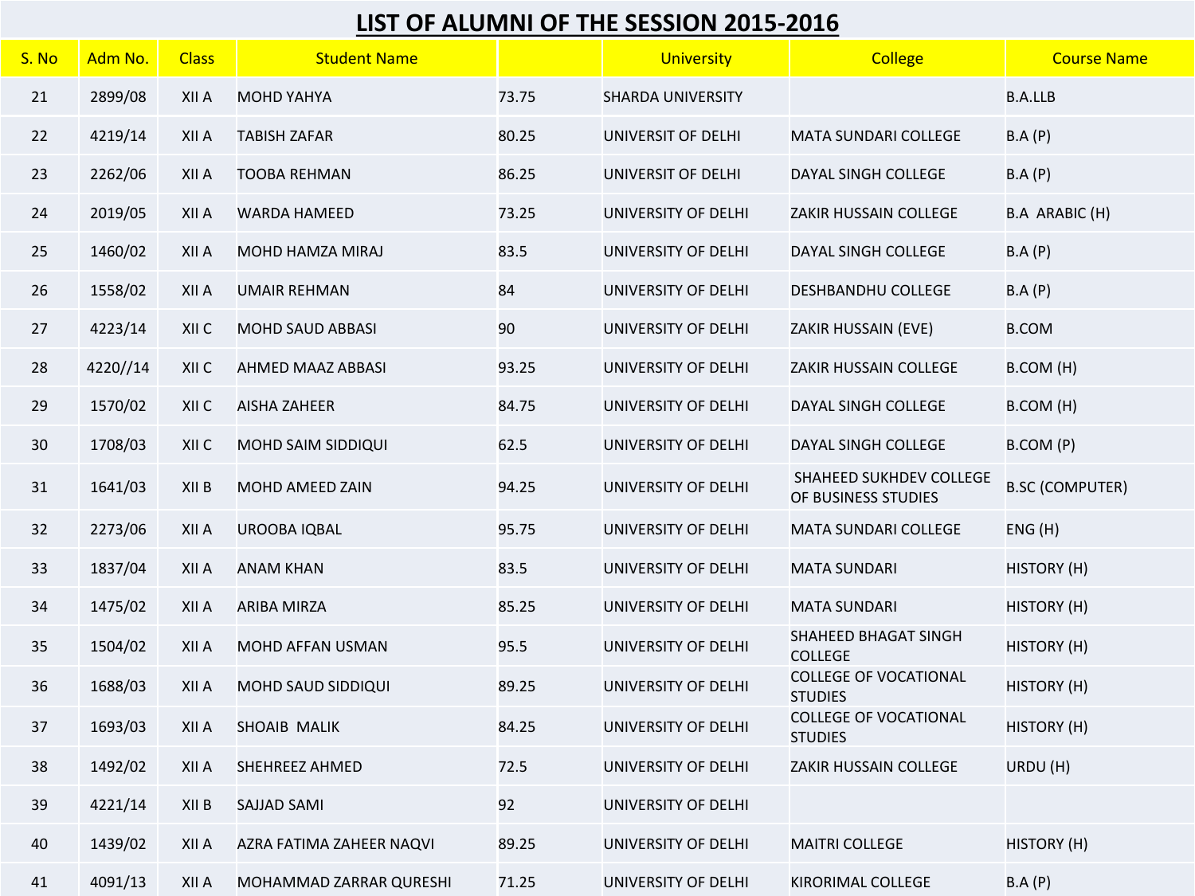# LIST OF ALUMNI OF THE SESSION 2015-2016

| S. No | Adm No. | Class | Student Name | | University | College | Course Name |
|---|---|---|---|---|---|---|---|
| 21 | 2899/08 | XII A | MOHD YAHYA | 73.75 | SHARDA UNIVERSITY | | B.A.LLB |
| 22 | 4219/14 | XII A | TABISH ZAFAR | 80.25 | UNIVERSIT OF DELHI | MATA SUNDARI COLLEGE | B.A (P) |
| 23 | 2262/06 | XII A | TOOBA REHMAN | 86.25 | UNIVERSIT OF DELHI | DAYAL SINGH COLLEGE | B.A (P) |
| 24 | 2019/05 | XII A | WARDA HAMEED | 73.25 | UNIVERSITY OF DELHI | ZAKIR HUSSAIN COLLEGE | B.A ARABIC (H) |
| 25 | 1460/02 | XII A | MOHD HAMZA MIRAJ | 83.5 | UNIVERSITY OF DELHI | DAYAL SINGH COLLEGE | B.A (P) |
| 26 | 1558/02 | XII A | UMAIR REHMAN | 84 | UNIVERSITY OF DELHI | DESHBANDHU COLLEGE | B.A (P) |
| 27 | 4223/14 | XII C | MOHD SAUD ABBASI | 90 | UNIVERSITY OF DELHI | ZAKIR HUSSAIN (EVE) | B.COM |
| 28 | 4220//14 | XII C | AHMED MAAZ ABBASI | 93.25 | UNIVERSITY OF DELHI | ZAKIR HUSSAIN COLLEGE | B.COM (H) |
| 29 | 1570/02 | XII C | AISHA ZAHEER | 84.75 | UNIVERSITY OF DELHI | DAYAL SINGH COLLEGE | B.COM (H) |
| 30 | 1708/03 | XII C | MOHD SAIM SIDDIQUI | 62.5 | UNIVERSITY OF DELHI | DAYAL SINGH COLLEGE | B.COM (P) |
| 31 | 1641/03 | XII B | MOHD AMEED ZAIN | 94.25 | UNIVERSITY OF DELHI | SHAHEED SUKHDEV COLLEGE OF BUSINESS STUDIES | B.SC (COMPUTER) |
| 32 | 2273/06 | XII A | UROOBA IQBAL | 95.75 | UNIVERSITY OF DELHI | MATA SUNDARI COLLEGE | ENG (H) |
| 33 | 1837/04 | XII A | ANAM KHAN | 83.5 | UNIVERSITY OF DELHI | MATA SUNDARI | HISTORY (H) |
| 34 | 1475/02 | XII A | ARIBA MIRZA | 85.25 | UNIVERSITY OF DELHI | MATA SUNDARI | HISTORY (H) |
| 35 | 1504/02 | XII A | MOHD AFFAN USMAN | 95.5 | UNIVERSITY OF DELHI | SHAHEED BHAGAT SINGH COLLEGE | HISTORY (H) |
| 36 | 1688/03 | XII A | MOHD SAUD SIDDIQUI | 89.25 | UNIVERSITY OF DELHI | COLLEGE OF VOCATIONAL STUDIES | HISTORY (H) |
| 37 | 1693/03 | XII A | SHOAIB MALIK | 84.25 | UNIVERSITY OF DELHI | COLLEGE OF VOCATIONAL STUDIES | HISTORY (H) |
| 38 | 1492/02 | XII A | SHEHREEZ AHMED | 72.5 | UNIVERSITY OF DELHI | ZAKIR HUSSAIN COLLEGE | URDU (H) |
| 39 | 4221/14 | XII B | SAJJAD SAMI | 92 | UNIVERSITY OF DELHI | | |
| 40 | 1439/02 | XII A | AZRA FATIMA ZAHEER NAQVI | 89.25 | UNIVERSITY OF DELHI | MAITRI COLLEGE | HISTORY (H) |
| 41 | 4091/13 | XII A | MOHAMMAD ZARRAR QURESHI | 71.25 | UNIVERSITY OF DELHI | KIRORIMAL COLLEGE | B.A (P) |